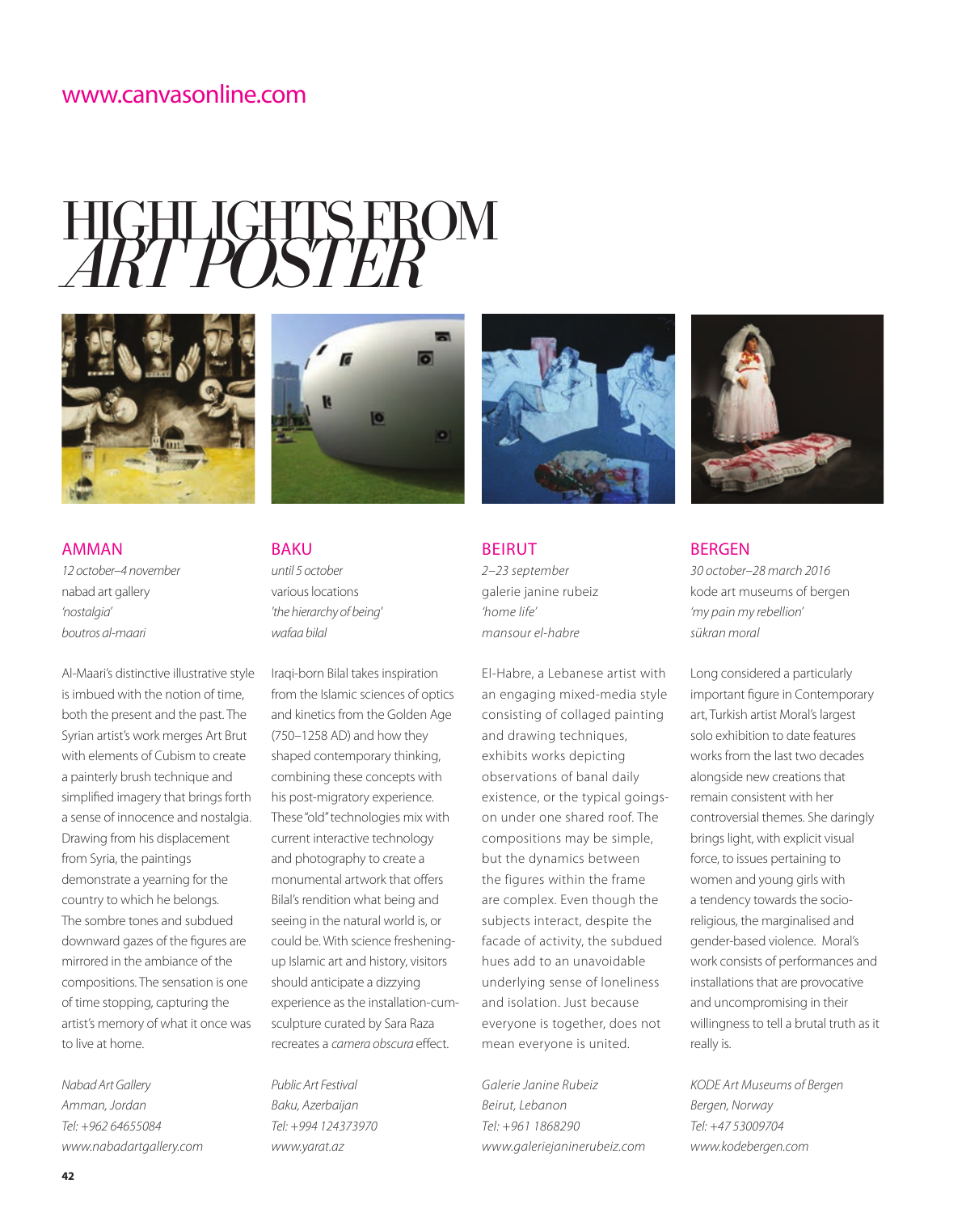www.canvasonline.com

# HIGHLIGHTS FROM *ART POSTER*

## AMMAN

*12 october–4 november*
nabad art gallery
*'nostalgia'*
*boutros al-maari*

Al-Maari's distinctive illustrative style is imbued with the notion of time, both the present and the past. The Syrian artist's work merges Art Brut with elements of Cubism to create a painterly brush technique and simplified imagery that brings forth a sense of innocence and nostalgia. Drawing from his displacement from Syria, the paintings demonstrate a yearning for the country to which he belongs. The sombre tones and subdued downward gazes of the figures are mirrored in the ambiance of the compositions. The sensation is one of time stopping, capturing the artist's memory of what it once was to live at home.

*Nabad Art Gallery*
*Amman, Jordan*
*Tel: +962 64655084*
*www.nabadartgallery.com*

## BAKU

*until 5 october*
various locations
*'the hierarchy of being'*
*wafaa bilal*

Iraqi-born Bilal takes inspiration from the Islamic sciences of optics and kinetics from the Golden Age (750–1258 AD) and how they shaped contemporary thinking, combining these concepts with his post-migratory experience. These "old" technologies mix with current interactive technology and photography to create a monumental artwork that offers Bilal's rendition what being and seeing in the natural world is, or could be. With science freshening-up Islamic art and history, visitors should anticipate a dizzying experience as the installation-cum-sculpture curated by Sara Raza recreates a *camera obscura* effect.

*Public Art Festival*
*Baku, Azerbaijan*
*Tel: +994 124373970*
*www.yarat.az*

## BEIRUT

*2–23 september*
galerie janine rubeiz
*'home life'*
*mansour el-habre*

El-Habre, a Lebanese artist with an engaging mixed-media style consisting of collaged painting and drawing techniques, exhibits works depicting observations of banal daily existence, or the typical goings-on under one shared roof. The compositions may be simple, but the dynamics between the figures within the frame are complex. Even though the subjects interact, despite the facade of activity, the subdued hues add to an unavoidable underlying sense of loneliness and isolation. Just because everyone is together, does not mean everyone is united.

*Galerie Janine Rubeiz*
*Beirut, Lebanon*
*Tel: +961 1868290*
*www.galeriejaninerubeiz.com*

## BERGEN

*30 october–28 march 2016*
kode art museums of bergen
*'my pain my rebellion'*
*sükran moral*

Long considered a particularly important figure in Contemporary art, Turkish artist Moral's largest solo exhibition to date features works from the last two decades alongside new creations that remain consistent with her controversial themes. She daringly brings light, with explicit visual force, to issues pertaining to women and young girls with a tendency towards the socio-religious, the marginalised and gender-based violence. Moral's work consists of performances and installations that are provocative and uncompromising in their willingness to tell a brutal truth as it really is.

*KODE Art Museums of Bergen*
*Bergen, Norway*
*Tel: +47 53009704*
*www.kodebergen.com*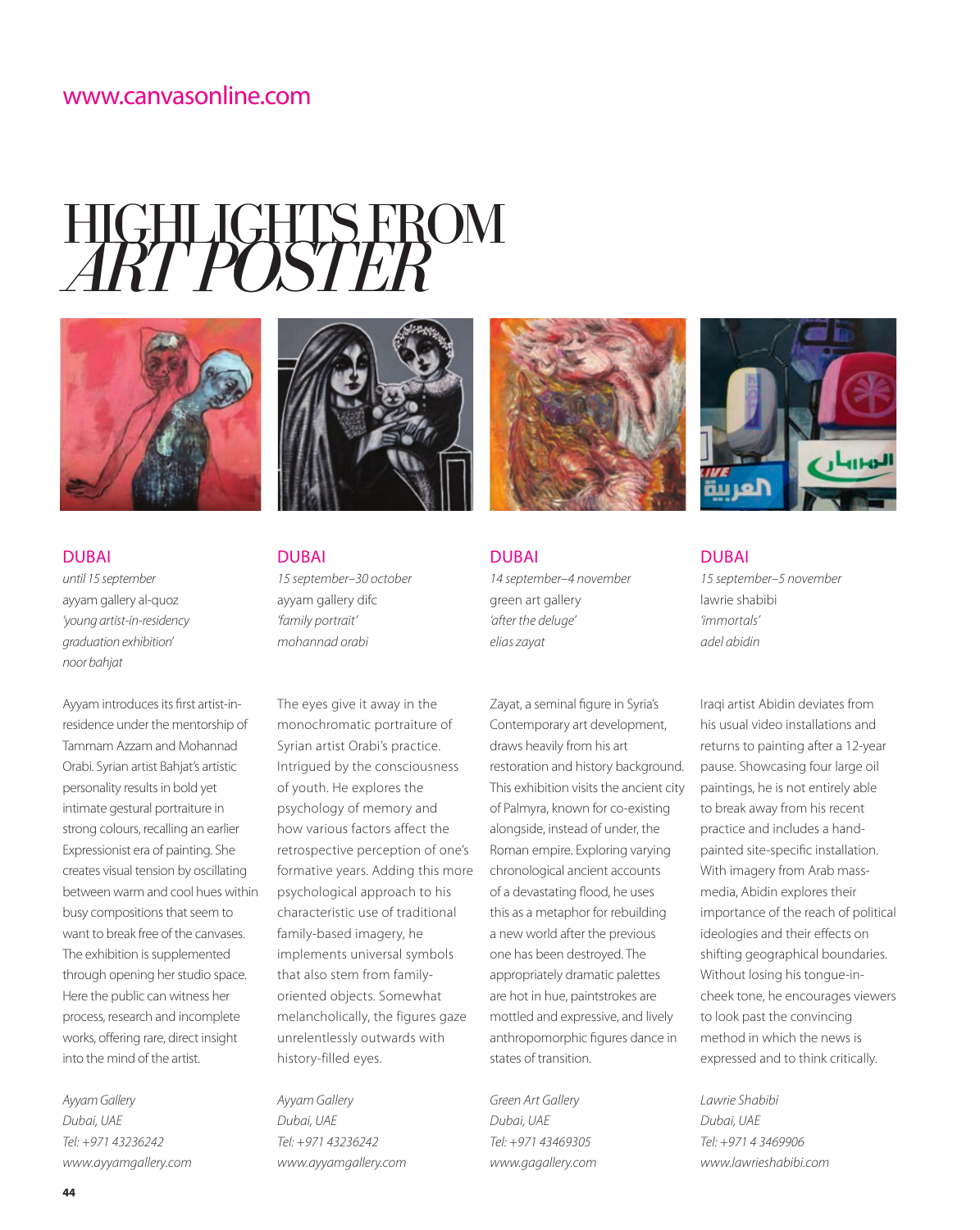www.canvasonline.com

# HIGHLIGHTS FROM *ART POSTER*

DUBAI

*until 15 september*
*ayyam gallery al-quoz*
*'young artist-in-residency graduation exhibition'*
*noor bahjat*

Ayyam introduces its first artist-in-residence under the mentorship of Tammam Azzam and Mohannad Orabi. Syrian artist Bahjat's artistic personality results in bold yet intimate gestural portraiture in strong colours, recalling an earlier Expressionist era of painting. She creates visual tension by oscillating between warm and cool hues within busy compositions that seem to want to break free of the canvases. The exhibition is supplemented through opening her studio space. Here the public can witness her process, research and incomplete works, offering rare, direct insight into the mind of the artist.

*Ayyam Gallery*
*Dubai, UAE*
*Tel: +971 43236242*
*www.ayyamgallery.com*

DUBAI

*15 september–30 october*
*ayyam gallery difc*
*'family portrait'*
*mohannad orabi*

The eyes give it away in the monochromatic portraiture of Syrian artist Orabi's practice. Intrigued by the consciousness of youth. He explores the psychology of memory and how various factors affect the retrospective perception of one's formative years. Adding this more psychological approach to his characteristic use of traditional family-based imagery, he implements universal symbols that also stem from family-oriented objects. Somewhat melancholically, the figures gaze unrelentlessly outwards with history-filled eyes.

*Ayyam Gallery*
*Dubai, UAE*
*Tel: +971 43236242*
*www.ayyamgallery.com*

DUBAI

*14 september–4 november*
*green art gallery*
*'after the deluge'*
*elias zayat*

Zayat, a seminal figure in Syria's Contemporary art development, draws heavily from his art restoration and history background. This exhibition visits the ancient city of Palmyra, known for co-existing alongside, instead of under, the Roman empire. Exploring varying chronological ancient accounts of a devastating flood, he uses this as a metaphor for rebuilding a new world after the previous one has been destroyed. The appropriately dramatic palettes are hot in hue, paintstrokes are mottled and expressive, and lively anthropomorphic figures dance in states of transition.

*Green Art Gallery*
*Dubai, UAE*
*Tel: +971 43469305*
*www.gagallery.com*

DUBAI

*15 september–5 november*
*lawrie shabibi*
*'immortals'*
*adel abidin*

Iraqi artist Abidin deviates from his usual video installations and returns to painting after a 12-year pause. Showcasing four large oil paintings, he is not entirely able to break away from his recent practice and includes a hand-painted site-specific installation. With imagery from Arab mass-media, Abidin explores their importance of the reach of political ideologies and their effects on shifting geographical boundaries. Without losing his tongue-in-cheek tone, he encourages viewers to look past the convincing method in which the news is expressed and to think critically.

*Lawrie Shabibi*
*Dubai, UAE*
*Tel: +971 4 3469906*
*www.lawrieshabibi.com*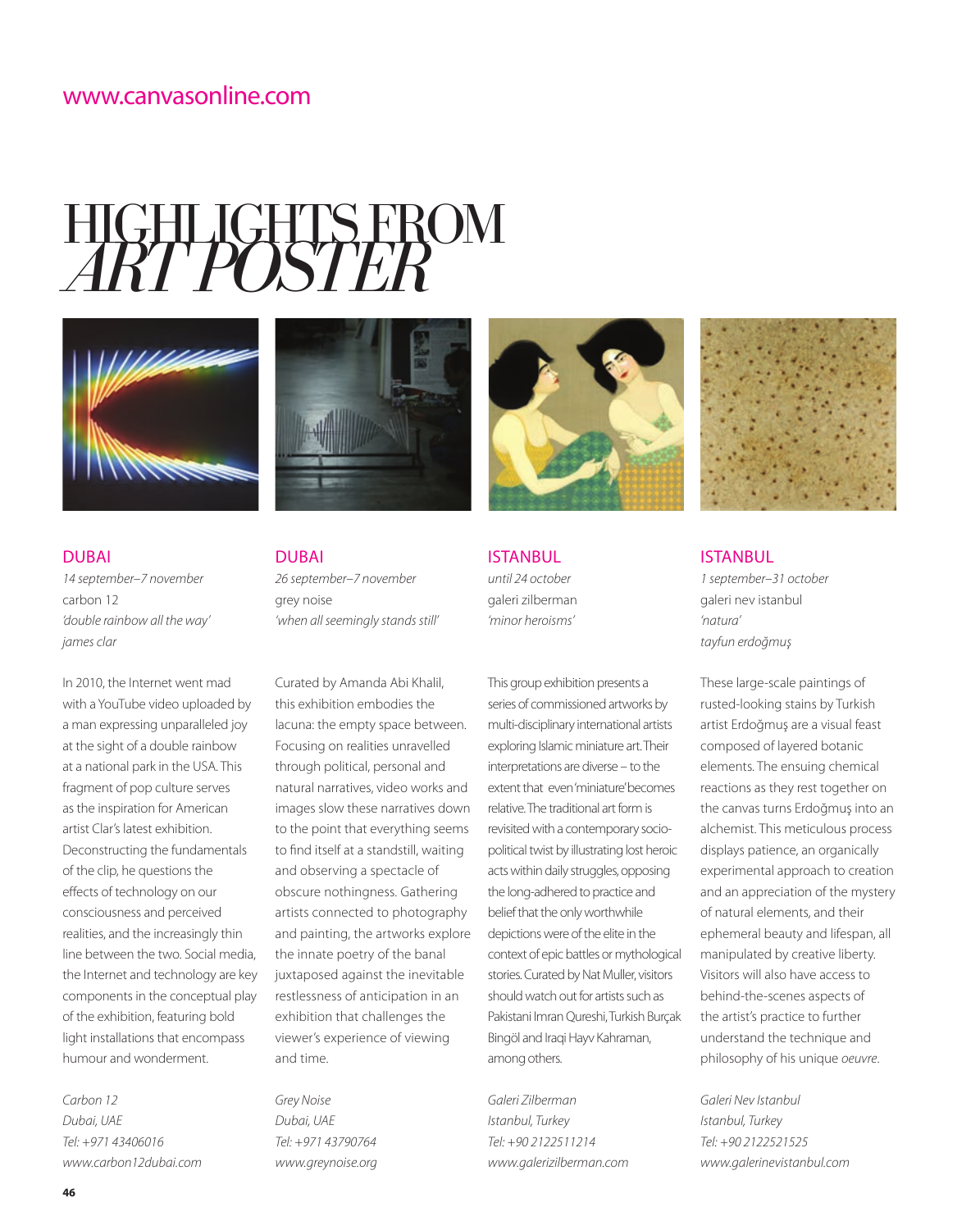www.canvasonline.com

# HIGHLIGHTS FROM *ART POSTER*

## DUBAI

*14 september–7 november*
carbon 12
*'double rainbow all the way'*
*james clar*

In 2010, the Internet went mad with a YouTube video uploaded by a man expressing unparalleled joy at the sight of a double rainbow at a national park in the USA. This fragment of pop culture serves as the inspiration for American artist Clar's latest exhibition. Deconstructing the fundamentals of the clip, he questions the effects of technology on our consciousness and perceived realities, and the increasingly thin line between the two. Social media, the Internet and technology are key components in the conceptual play of the exhibition, featuring bold light installations that encompass humour and wonderment.

*Carbon 12*
*Dubai, UAE*
*Tel: +971 43406016*
*www.carbon12dubai.com*

## DUBAI

*26 september–7 november*
grey noise
*'when all seemingly stands still'*

Curated by Amanda Abi Khalil, this exhibition embodies the lacuna: the empty space between. Focusing on realities unravelled through political, personal and natural narratives, video works and images slow these narratives down to the point that everything seems to find itself at a standstill, waiting and observing a spectacle of obscure nothingness. Gathering artists connected to photography and painting, the artworks explore the innate poetry of the banal juxtaposed against the inevitable restlessness of anticipation in an exhibition that challenges the viewer's experience of viewing and time.

*Grey Noise*
*Dubai, UAE*
*Tel: +971 43790764*
*www.greynoise.org*

## ISTANBUL

*until 24 october*
galeri zilberman
*'minor heroisms'*

This group exhibition presents a series of commissioned artworks by multi-disciplinary international artists exploring Islamic miniature art. Their interpretations are diverse – to the extent that even 'miniature' becomes relative. The traditional art form is revisited with a contemporary socio-political twist by illustrating lost heroic acts within daily struggles, opposing the long-adhered to practice and belief that the only worthwhile depictions were of the elite in the context of epic battles or mythological stories. Curated by Nat Muller, visitors should watch out for artists such as Pakistani Imran Qureshi, Turkish Burçak Bingöl and Iraqi Hayv Kahraman, among others.

*Galeri Zilberman*
*Istanbul, Turkey*
*Tel: +90 2122511214*
*www.galerizilberman.com*

## ISTANBUL

*1 september–31 october*
galeri nev istanbul
*'natura'*
*tayfun erdoğmuş*

These large-scale paintings of rusted-looking stains by Turkish artist Erdoğmuş are a visual feast composed of layered botanic elements. The ensuing chemical reactions as they rest together on the canvas turns Erdoğmuş into an alchemist. This meticulous process displays patience, an organically experimental approach to creation and an appreciation of the mystery of natural elements, and their ephemeral beauty and lifespan, all manipulated by creative liberty. Visitors will also have access to behind-the-scenes aspects of the artist's practice to further understand the technique and philosophy of his unique *oeuvre*.

*Galeri Nev Istanbul*
*Istanbul, Turkey*
*Tel: +90 2122521525*
*www.galerinevistanbul.com*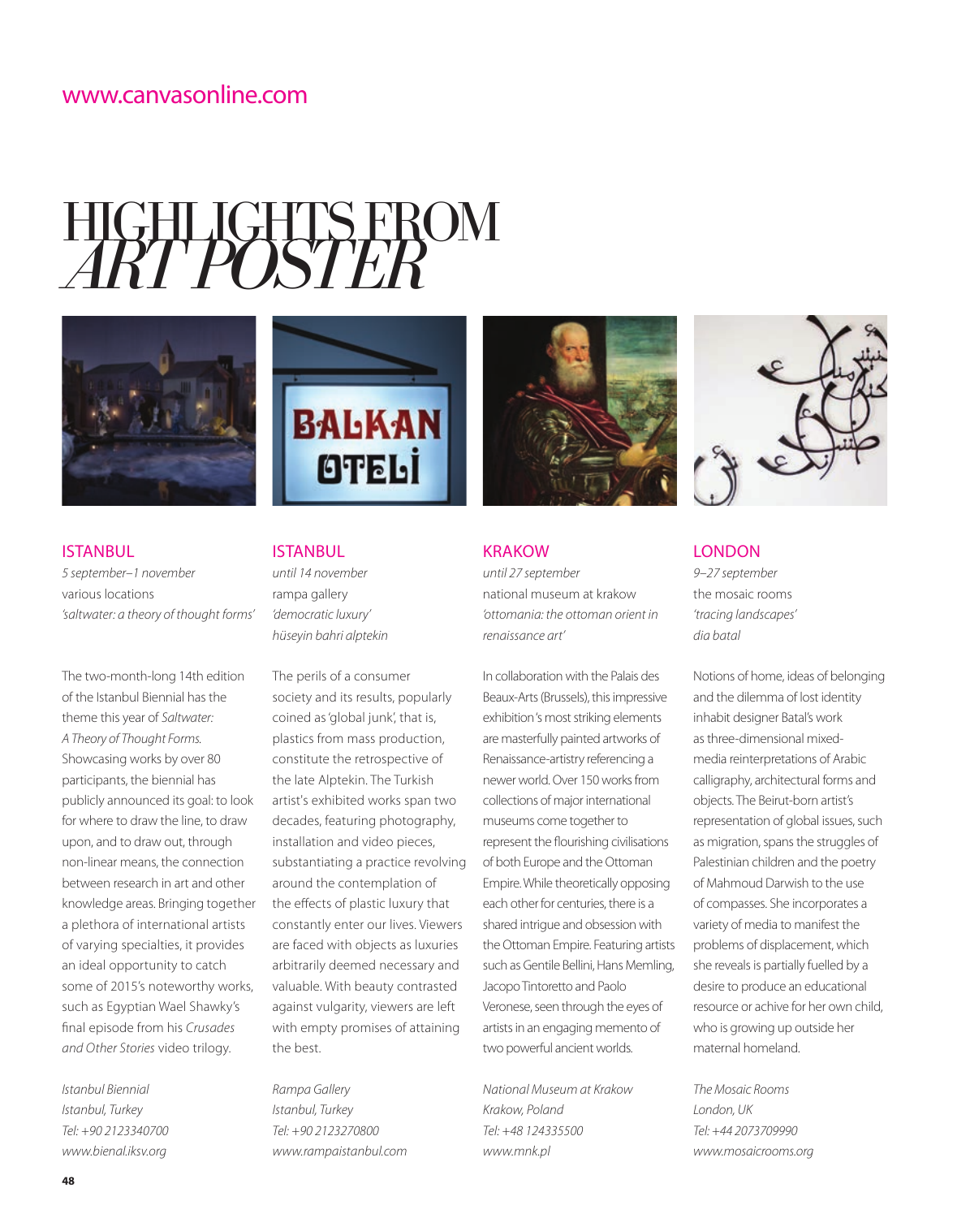www.canvasonline.com

# HIGHLIGHTS FROM *ART POSTER*

## ISTANBUL

*5 september–1 november*
various locations
*'saltwater: a theory of thought forms'*

The two-month-long 14th edition of the Istanbul Biennial has the theme this year of *Saltwater: A Theory of Thought Forms*. Showcasing works by over 80 participants, the biennial has publicly announced its goal: to look for where to draw the line, to draw upon, and to draw out, through non-linear means, the connection between research in art and other knowledge areas. Bringing together a plethora of international artists of varying specialties, it provides an ideal opportunity to catch some of 2015's noteworthy works, such as Egyptian Wael Shawky's final episode from his *Crusades and Other Stories* video trilogy.

*Istanbul Biennial*
*Istanbul, Turkey*
*Tel: +90 2123340700*
*www.bienal.iksv.org*

## ISTANBUL

*until 14 november*
rampa gallery
*'democratic luxury'*
*hüseyin bahri alptekin*

The perils of a consumer society and its results, popularly coined as 'global junk', that is, plastics from mass production, constitute the retrospective of the late Alptekin. The Turkish artist's exhibited works span two decades, featuring photography, installation and video pieces, substantiating a practice revolving around the contemplation of the effects of plastic luxury that constantly enter our lives. Viewers are faced with objects as luxuries arbitrarily deemed necessary and valuable. With beauty contrasted against vulgarity, viewers are left with empty promises of attaining the best.

*Rampa Gallery*
*Istanbul, Turkey*
*Tel: +90 2123270800*
*www.rampaistanbul.com*

## KRAKOW

*until 27 september*
national museum at krakow
*'ottomania: the ottoman orient in renaissance art'*

In collaboration with the Palais des Beaux-Arts (Brussels), this impressive exhibition's most striking elements are masterfully painted artworks of Renaissance-artistry referencing a newer world. Over 150 works from collections of major international museums come together to represent the flourishing civilisations of both Europe and the Ottoman Empire. While theoretically opposing each other for centuries, there is a shared intrigue and obsession with the Ottoman Empire. Featuring artists such as Gentile Bellini, Hans Memling, Jacopo Tintoretto and Paolo Veronese, seen through the eyes of artists in an engaging memento of two powerful ancient worlds.

*National Museum at Krakow*
*Krakow, Poland*
*Tel: +48 124335500*
*www.mnk.pl*

## LONDON

*9–27 september*
the mosaic rooms
*'tracing landscapes'*
*dia batal*

Notions of home, ideas of belonging and the dilemma of lost identity inhabit designer Batal's work as three-dimensional mixed-media reinterpretations of Arabic calligraphy, architectural forms and objects. The Beirut-born artist's representation of global issues, such as migration, spans the struggles of Palestinian children and the poetry of Mahmoud Darwish to the use of compasses. She incorporates a variety of media to manifest the problems of displacement, which she reveals is partially fuelled by a desire to produce an educational resource or achive for her own child, who is growing up outside her maternal homeland.

*The Mosaic Rooms*
*London, UK*
*Tel: +44 2073709990*
*www.mosaicrooms.org*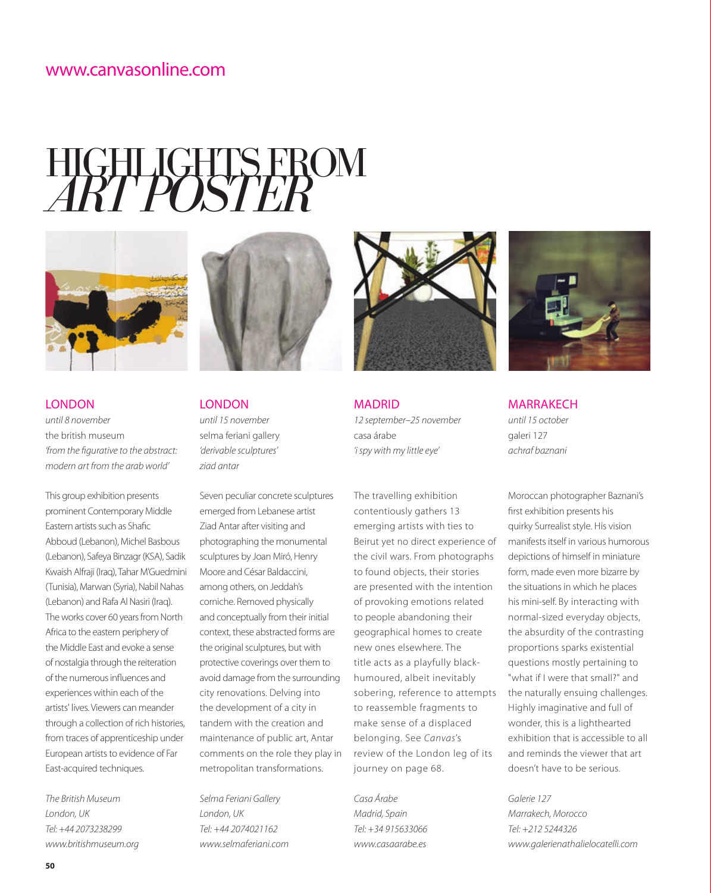www.canvasonline.com

# HIGHLIGHTS FROM *ART POSTER*

## LONDON

*until 8 november*
the british museum
*'from the figurative to the abstract: modern art from the arab world'*

This group exhibition presents prominent Contemporary Middle Eastern artists such as Shafic Abboud (Lebanon), Michel Basbous (Lebanon), Safeya Binzagr (KSA), Sadik Kwaish Alfraji (Iraq), Tahar M'Guedmini (Tunisia), Marwan (Syria), Nabil Nahas (Lebanon) and Rafa Al Nasiri (Iraq). The works cover 60 years from North Africa to the eastern periphery of the Middle East and evoke a sense of nostalgia through the reiteration of the numerous influences and experiences within each of the artists' lives. Viewers can meander through a collection of rich histories, from traces of apprenticeship under European artists to evidence of Far East-acquired techniques.

*The British Museum*
*London, UK*
*Tel: +44 2073238299*
*www.britishmuseum.org*

## LONDON

*until 15 november*
selma feriani gallery
*'derivable sculptures'*
*ziad antar*

Seven peculiar concrete sculptures emerged from Lebanese artist Ziad Antar after visiting and photographing the monumental sculptures by Joan Miró, Henry Moore and César Baldaccini, among others, on Jeddah's corniche. Removed physically and conceptually from their initial context, these abstracted forms are the original sculptures, but with protective coverings over them to avoid damage from the surrounding city renovations. Delving into the development of a city in tandem with the creation and maintenance of public art, Antar comments on the role they play in metropolitan transformations.

*Selma Feriani Gallery*
*London, UK*
*Tel: +44 2074021162*
*www.selmaferiani.com*

## MADRID

*12 september–25 november*
casa árabe
*'i spy with my little eye'*

The travelling exhibition contentiously gathers 13 emerging artists with ties to Beirut yet no direct experience of the civil wars. From photographs to found objects, their stories are presented with the intention of provoking emotions related to people abandoning their geographical homes to create new ones elsewhere. The title acts as a playfully black-humoured, albeit inevitably sobering, reference to attempts to reassemble fragments to make sense of a displaced belonging. See *Canvas*'s review of the London leg of its journey on page 68.

*Casa Árabe*
*Madrid, Spain*
*Tel: +34 915633066*
*www.casaarabe.es*

## MARRAKECH

*until 15 october*
galeri 127
*achraf baznani*

Moroccan photographer Baznani's first exhibition presents his quirky Surrealist style. His vision manifests itself in various humorous depictions of himself in miniature form, made even more bizarre by the situations in which he places his mini-self. By interacting with normal-sized everyday objects, the absurdity of the contrasting proportions sparks existential questions mostly pertaining to "what if I were that small?" and the naturally ensuing challenges. Highly imaginative and full of wonder, this is a lighthearted exhibition that is accessible to all and reminds the viewer that art doesn't have to be serious.

*Galerie 127*
*Marrakech, Morocco*
*Tel: +212 5244326*
*www.galerienathalielocatelli.com*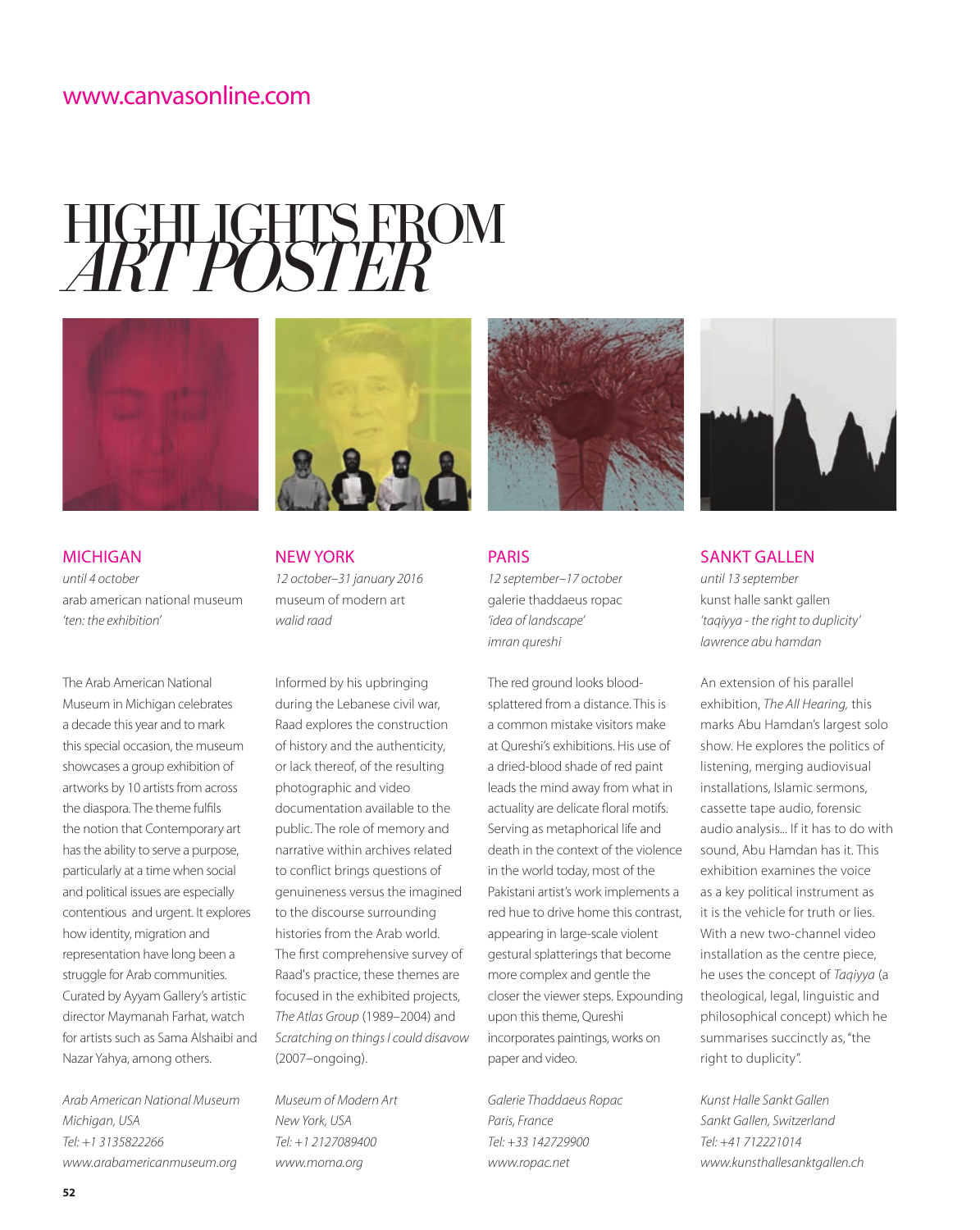www.canvasonline.com

# HIGHLIGHTS FROM *ART POSTER*

## MICHIGAN

*until 4 october*
arab american national museum
*'ten: the exhibition'*

The Arab American National Museum in Michigan celebrates a decade this year and to mark this special occasion, the museum showcases a group exhibition of artworks by 10 artists from across the diaspora. The theme fulfils the notion that Contemporary art has the ability to serve a purpose, particularly at a time when social and political issues are especially contentious and urgent. It explores how identity, migration and representation have long been a struggle for Arab communities. Curated by Ayyam Gallery's artistic director Maymanah Farhat, watch for artists such as Sama Alshaibi and Nazar Yahya, among others.

*Arab American National Museum*
*Michigan, USA*
*Tel: +1 3135822266*
*www.arabamericanmuseum.org*

## NEW YORK

*12 october–31 january 2016*
museum of modern art
*walid raad*

Informed by his upbringing during the Lebanese civil war, Raad explores the construction of history and the authenticity, or lack thereof, of the resulting photographic and video documentation available to the public. The role of memory and narrative within archives related to conflict brings questions of genuineness versus the imagined to the discourse surrounding histories from the Arab world. The first comprehensive survey of Raad's practice, these themes are focused in the exhibited projects, *The Atlas Group* (1989–2004) and *Scratching on things I could disavow* (2007–ongoing).

*Museum of Modern Art*
*New York, USA*
*Tel: +1 2127089400*
*www.moma.org*

## PARIS

*12 september–17 october*
galerie thaddaeus ropac
*'idea of landscape'*
*imran qureshi*

The red ground looks blood-splattered from a distance. This is a common mistake visitors make at Qureshi's exhibitions. His use of a dried-blood shade of red paint leads the mind away from what in actuality are delicate floral motifs. Serving as metaphorical life and death in the context of the violence in the world today, most of the Pakistani artist's work implements a red hue to drive home this contrast, appearing in large-scale violent gestural splatterings that become more complex and gentle the closer the viewer steps. Expounding upon this theme, Qureshi incorporates paintings, works on paper and video.

*Galerie Thaddaeus Ropac*
*Paris, France*
*Tel: +33 142729900*
*www.ropac.net*

## SANKT GALLEN

*until 13 september*
kunst halle sankt gallen
*'taqiyya - the right to duplicity'*
*lawrence abu hamdan*

An extension of his parallel exhibition, *The All Hearing,* this marks Abu Hamdan's largest solo show. He explores the politics of listening, merging audiovisual installations, Islamic sermons, cassette tape audio, forensic audio analysis... If it has to do with sound, Abu Hamdan has it. This exhibition examines the voice as a key political instrument as it is the vehicle for truth or lies. With a new two-channel video installation as the centre piece, he uses the concept of *Taqiyya* (a theological, legal, linguistic and philosophical concept) which he summarises succinctly as, "the right to duplicity".

*Kunst Halle Sankt Gallen*
*Sankt Gallen, Switzerland*
*Tel: +41 712221014*
*www.kunsthallesanktgallen.ch*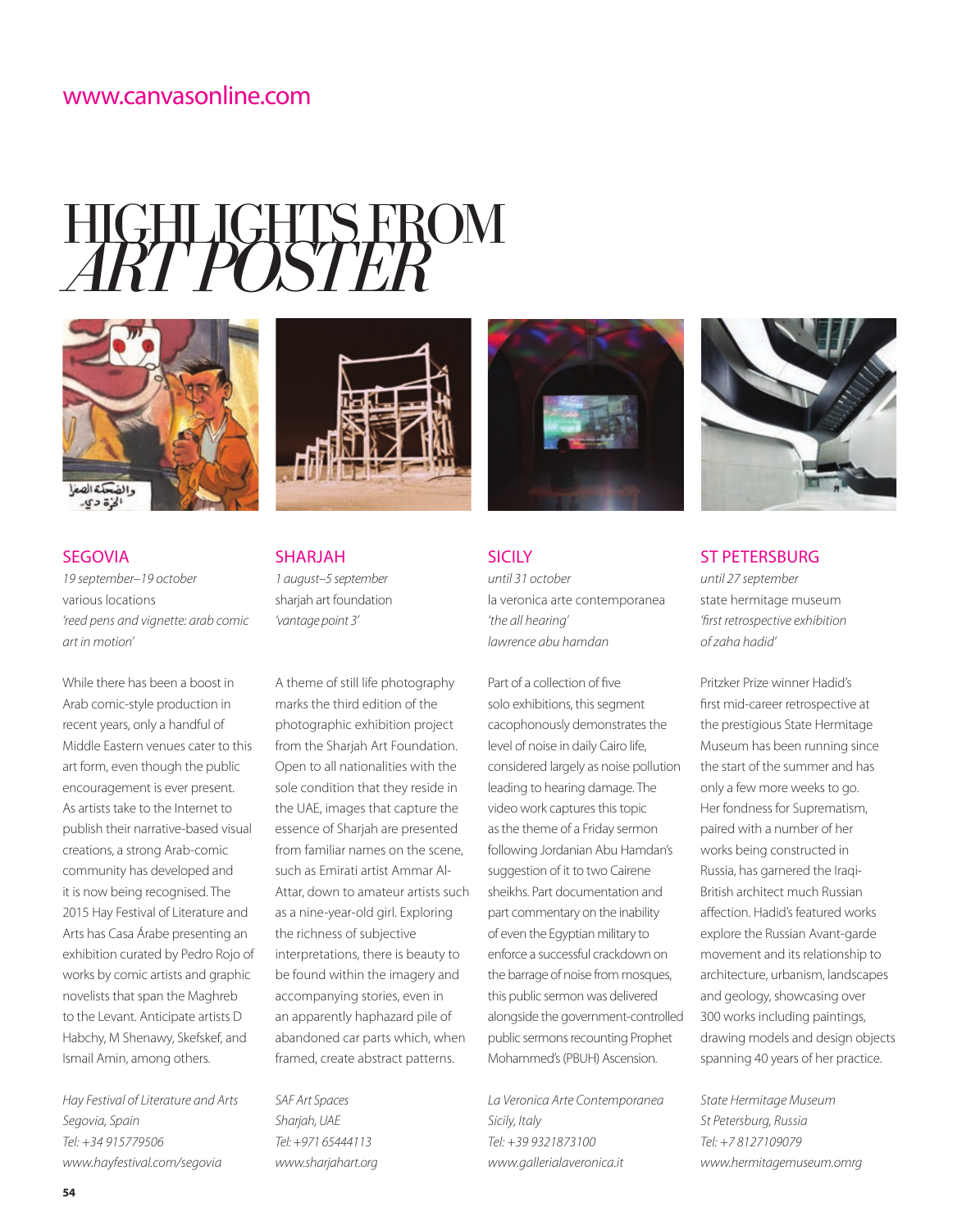www.canvasonline.com

# HIGHLIGHTS FROM *ART POSTER*

## SEGOVIA

*19 september–19 october*
various locations
*'reed pens and vignette: arab comic art in motion'*

While there has been a boost in Arab comic-style production in recent years, only a handful of Middle Eastern venues cater to this art form, even though the public encouragement is ever present. As artists take to the Internet to publish their narrative-based visual creations, a strong Arab-comic community has developed and it is now being recognised. The 2015 Hay Festival of Literature and Arts has Casa Árabe presenting an exhibition curated by Pedro Rojo of works by comic artists and graphic novelists that span the Maghreb to the Levant. Anticipate artists D Habchy, M Shenawy, Skefskef, and Ismail Amin, among others.

*Hay Festival of Literature and Arts*
*Segovia, Spain*
*Tel: +34 915779506*
*www.hayfestival.com/segovia*

## SHARJAH

*1 august–5 september*
sharjah art foundation
*'vantage point 3'*

A theme of still life photography marks the third edition of the photographic exhibition project from the Sharjah Art Foundation. Open to all nationalities with the sole condition that they reside in the UAE, images that capture the essence of Sharjah are presented from familiar names on the scene, such as Emirati artist Ammar Al-Attar, down to amateur artists such as a nine-year-old girl. Exploring the richness of subjective interpretations, there is beauty to be found within the imagery and accompanying stories, even in an apparently haphazard pile of abandoned car parts which, when framed, create abstract patterns.

*SAF Art Spaces*
*Sharjah, UAE*
*Tel: +971 65444113*
*www.sharjahart.org*

## SICILY

*until 31 october*
la veronica arte contemporanea
*'the all hearing'*
*lawrence abu hamdan*

Part of a collection of five solo exhibitions, this segment cacophonously demonstrates the level of noise in daily Cairo life, considered largely as noise pollution leading to hearing damage. The video work captures this topic as the theme of a Friday sermon following Jordanian Abu Hamdan's suggestion of it to two Cairene sheikhs. Part documentation and part commentary on the inability of even the Egyptian military to enforce a successful crackdown on the barrage of noise from mosques, this public sermon was delivered alongside the government-controlled public sermons recounting Prophet Mohammed's (PBUH) Ascension.

*La Veronica Arte Contemporanea*
*Sicily, Italy*
*Tel: +39 9321873100*
*www.gallerialaveronica.it*

## ST PETERSBURG

*until 27 september*
state hermitage museum
*'first retrospective exhibition of zaha hadid'*

Pritzker Prize winner Hadid's first mid-career retrospective at the prestigious State Hermitage Museum has been running since the start of the summer and has only a few more weeks to go. Her fondness for Suprematism, paired with a number of her works being constructed in Russia, has garnered the Iraqi-British architect much Russian affection. Hadid's featured works explore the Russian Avant-garde movement and its relationship to architecture, urbanism, landscapes and geology, showcasing over 300 works including paintings, drawing models and design objects spanning 40 years of her practice.

*State Hermitage Museum*
*St Petersburg, Russia*
*Tel: +7 8127109079*
*www.hermitagemuseum.omrg*